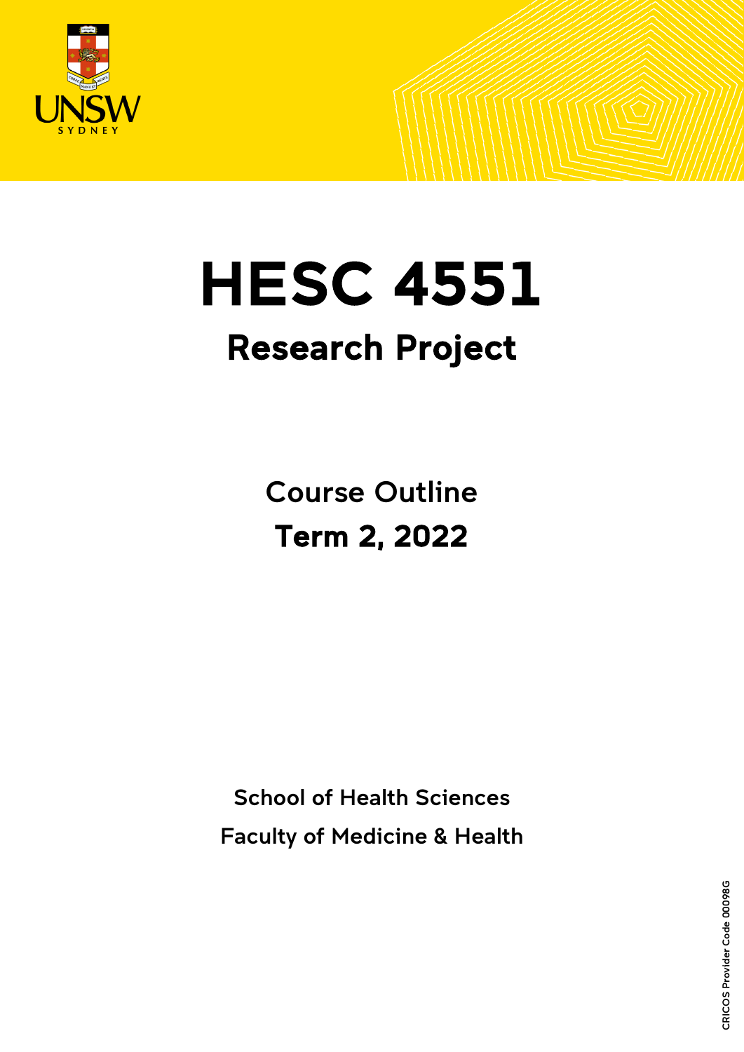# HESC 4551

## Research Project

Course Outline

**Term 2, 2022**

**School of Health Sciences**

**Faculty of Medicine & Health**

CRICOS Provider Code 00098G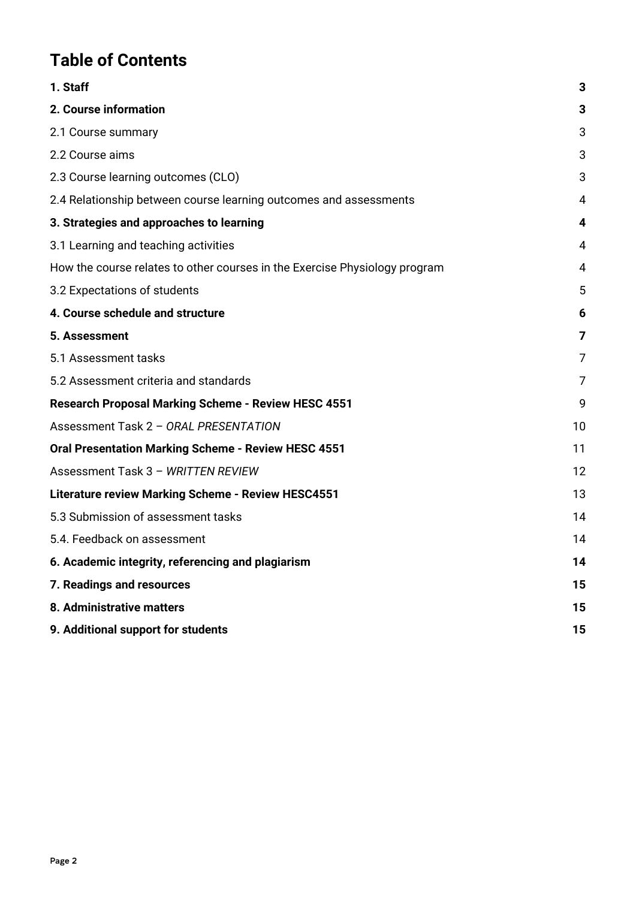# Table of Contents

| | |
|---|---|
| **1. Staff** | **3** |
| **2. Course information** | **3** |
| 2.1 Course summary | 3 |
| 2.2 Course aims | 3 |
| 2.3 Course learning outcomes (CLO) | 3 |
| 2.4 Relationship between course learning outcomes and assessments | 4 |
| **3. Strategies and approaches to learning** | **4** |
| 3.1 Learning and teaching activities | 4 |
| How the course relates to other courses in the Exercise Physiology program | 4 |
| 3.2 Expectations of students | 5 |
| **4. Course schedule and structure** | **6** |
| **5. Assessment** | **7** |
| 5.1 Assessment tasks | 7 |
| 5.2 Assessment criteria and standards | 7 |
| **Research Proposal Marking Scheme - Review HESC 4551** | 9 |
| Assessment Task 2 – *ORAL PRESENTATION* | 10 |
| **Oral Presentation Marking Scheme - Review HESC 4551** | 11 |
| Assessment Task 3 – *WRITTEN REVIEW* | 12 |
| **Literature review Marking Scheme - Review HESC4551** | 13 |
| 5.3 Submission of assessment tasks | 14 |
| 5.4. Feedback on assessment | 14 |
| **6. Academic integrity, referencing and plagiarism** | **14** |
| **7. Readings and resources** | **15** |
| **8. Administrative matters** | **15** |
| **9. Additional support for students** | **15** |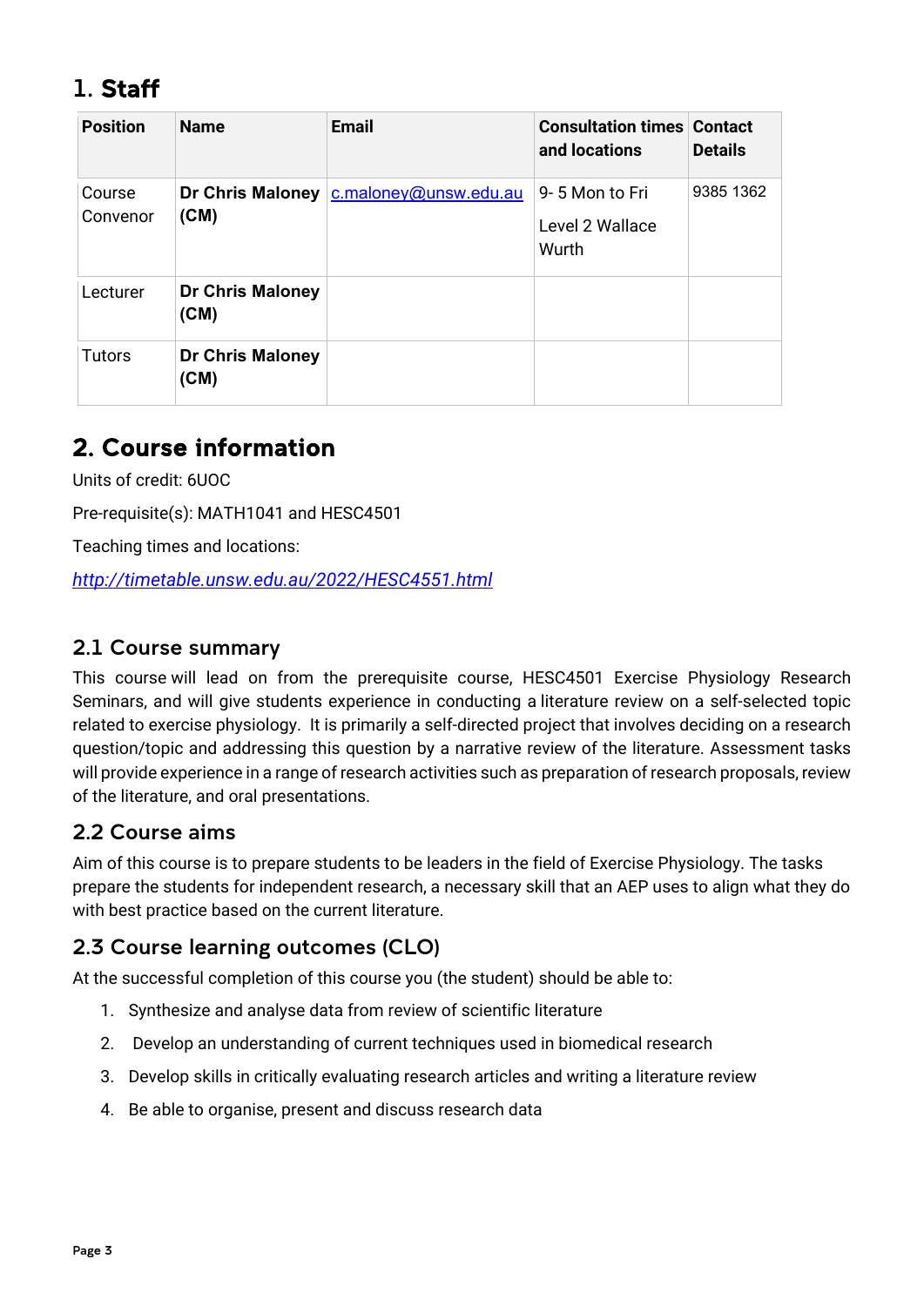# 1. Staff

| Position | Name | Email | Consultation times and locations | Contact Details |
|---|---|---|---|---|
| Course Convenor | **Dr Chris Maloney (CM)** | c.maloney@unsw.edu.au | 9- 5 Mon to Fri<br><br>Level 2 Wallace Wurth | 9385 1362 |
| Lecturer | **Dr Chris Maloney (CM)** | | | |
| Tutors | **Dr Chris Maloney (CM)** | | | |

# 2. Course information

Units of credit: 6UOC

Pre-requisite(s): MATH1041 and HESC4501

Teaching times and locations:

*http://timetable.unsw.edu.au/2022/HESC4551.html*

## 2.1 Course summary

This course will lead on from the prerequisite course, HESC4501 Exercise Physiology Research Seminars, and will give students experience in conducting a literature review on a self-selected topic related to exercise physiology. It is primarily a self-directed project that involves deciding on a research question/topic and addressing this question by a narrative review of the literature. Assessment tasks will provide experience in a range of research activities such as preparation of research proposals, review of the literature, and oral presentations.

## 2.2 Course aims

Aim of this course is to prepare students to be leaders in the field of Exercise Physiology. The tasks prepare the students for independent research, a necessary skill that an AEP uses to align what they do with best practice based on the current literature.

## 2.3 Course learning outcomes (CLO)

At the successful completion of this course you (the student) should be able to:

1. Synthesize and analyse data from review of scientific literature
2. Develop an understanding of current techniques used in biomedical research
3. Develop skills in critically evaluating research articles and writing a literature review
4. Be able to organise, present and discuss research data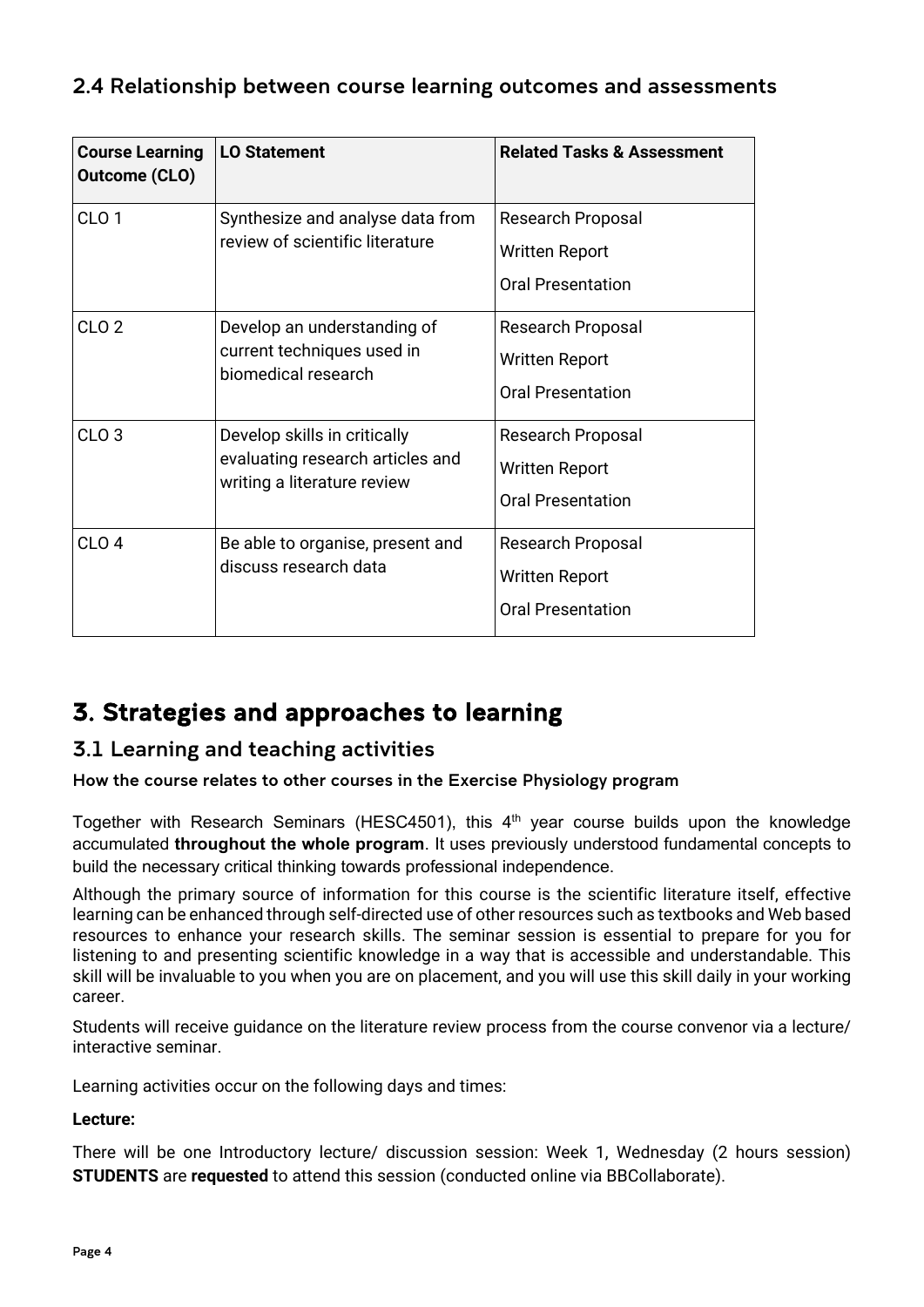### 2.4 Relationship between course learning outcomes and assessments

| Course Learning Outcome (CLO) | LO Statement | Related Tasks & Assessment |
|---|---|---|
| CLO 1 | Synthesize and analyse data from review of scientific literature | Research Proposal<br>Written Report<br>Oral Presentation |
| CLO 2 | Develop an understanding of current techniques used in biomedical research | Research Proposal<br>Written Report<br>Oral Presentation |
| CLO 3 | Develop skills in critically evaluating research articles and writing a literature review | Research Proposal<br>Written Report<br>Oral Presentation |
| CLO 4 | Be able to organise, present and discuss research data | Research Proposal<br>Written Report<br>Oral Presentation |

## 3. Strategies and approaches to learning

### 3.1 Learning and teaching activities

**How the course relates to other courses in the Exercise Physiology program**

Together with Research Seminars (HESC4501), this 4th year course builds upon the knowledge accumulated **throughout the whole program**. It uses previously understood fundamental concepts to build the necessary critical thinking towards professional independence.

Although the primary source of information for this course is the scientific literature itself, effective learning can be enhanced through self-directed use of other resources such as textbooks and Web based resources to enhance your research skills. The seminar session is essential to prepare for you for listening to and presenting scientific knowledge in a way that is accessible and understandable. This skill will be invaluable to you when you are on placement, and you will use this skill daily in your working career.

Students will receive guidance on the literature review process from the course convenor via a lecture/ interactive seminar.

Learning activities occur on the following days and times:

**Lecture:**

There will be one Introductory lecture/ discussion session: Week 1, Wednesday (2 hours session) **STUDENTS** are **requested** to attend this session (conducted online via BBCollaborate).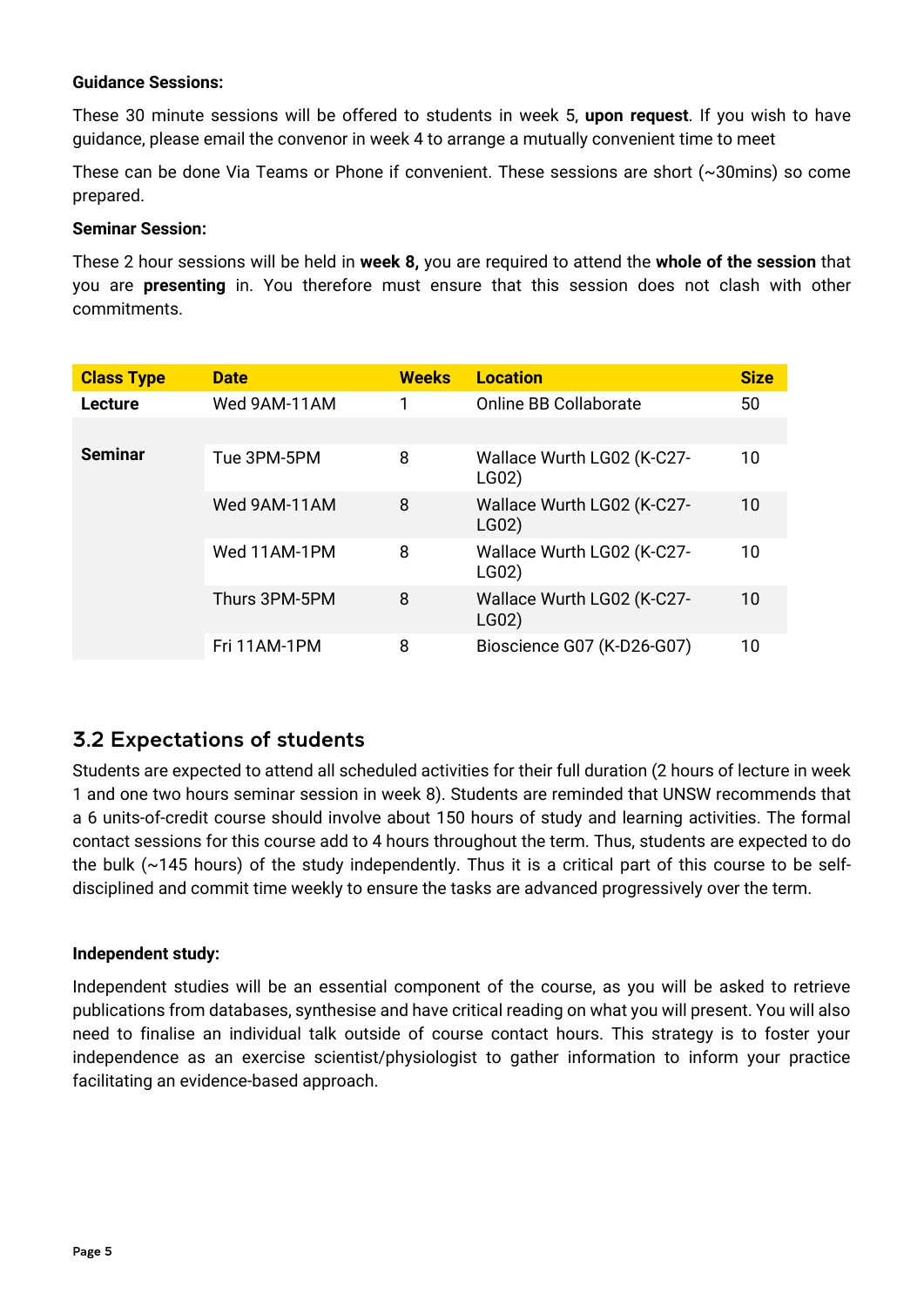**Guidance Sessions:**

These 30 minute sessions will be offered to students in week 5, **upon request**. If you wish to have guidance, please email the convenor in week 4 to arrange a mutually convenient time to meet

These can be done Via Teams or Phone if convenient. These sessions are short (~30mins) so come prepared.

**Seminar Session:**

These 2 hour sessions will be held in **week 8,** you are required to attend the **whole of the session** that you are **presenting** in. You therefore must ensure that this session does not clash with other commitments.

| Class Type | Date | Weeks | Location | Size |
|---|---|---|---|---|
| **Lecture** | Wed 9AM-11AM | 1 | Online BB Collaborate | 50 |
| | | | | |
| **Seminar** | Tue 3PM-5PM | 8 | Wallace Wurth LG02 (K-C27-LG02) | 10 |
| | Wed 9AM-11AM | 8 | Wallace Wurth LG02 (K-C27-LG02) | 10 |
| | Wed 11AM-1PM | 8 | Wallace Wurth LG02 (K-C27-LG02) | 10 |
| | Thurs 3PM-5PM | 8 | Wallace Wurth LG02 (K-C27-LG02) | 10 |
| | Fri 11AM-1PM | 8 | Bioscience G07 (K-D26-G07) | 10 |

## 3.2 Expectations of students

Students are expected to attend all scheduled activities for their full duration (2 hours of lecture in week 1 and one two hours seminar session in week 8). Students are reminded that UNSW recommends that a 6 units-of-credit course should involve about 150 hours of study and learning activities. The formal contact sessions for this course add to 4 hours throughout the term. Thus, students are expected to do the bulk (~145 hours) of the study independently. Thus it is a critical part of this course to be self-disciplined and commit time weekly to ensure the tasks are advanced progressively over the term.

**Independent study:**

Independent studies will be an essential component of the course, as you will be asked to retrieve publications from databases, synthesise and have critical reading on what you will present. You will also need to finalise an individual talk outside of course contact hours. This strategy is to foster your independence as an exercise scientist/physiologist to gather information to inform your practice facilitating an evidence-based approach.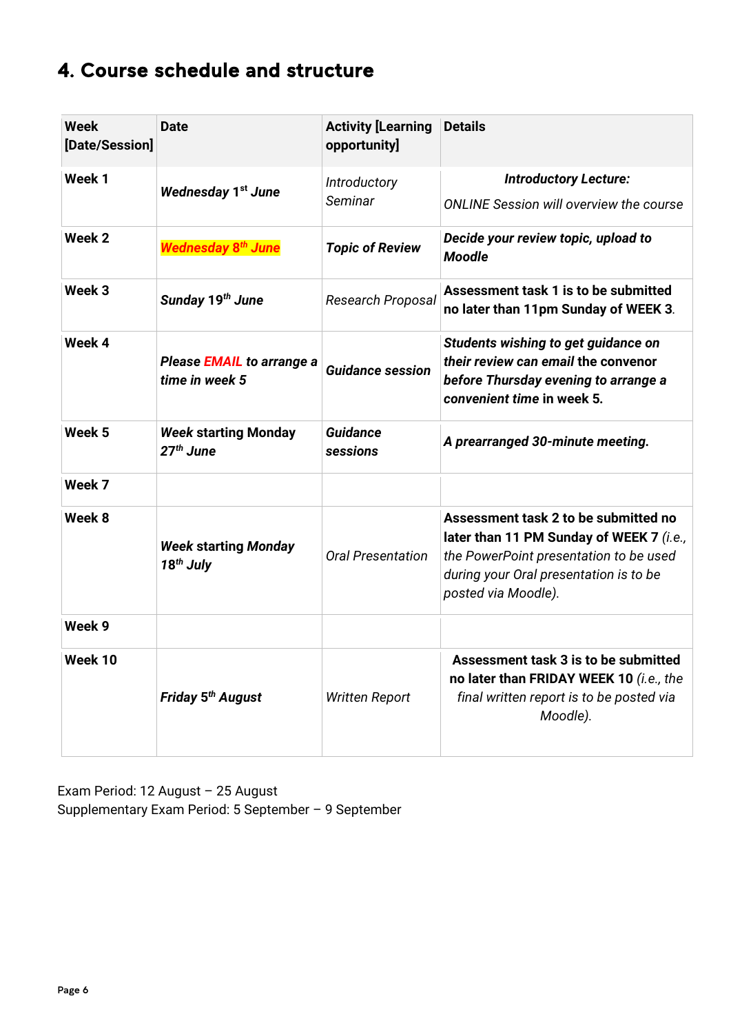## 4. Course schedule and structure

| Week [Date/Session] | Date | Activity [Learning opportunity] | Details |
|---|---|---|---|
| **Week 1** | ***Wednesday 1st June*** | *Introductory Seminar* | ***Introductory Lecture:*** *ONLINE Session will overview the course* |
| **Week 2** | ***Wednesday 8th June*** | ***Topic of Review*** | ***Decide your review topic, upload to Moodle*** |
| **Week 3** | ***Sunday 19th June*** | *Research Proposal* | **Assessment task 1 is to be submitted no later than 11pm Sunday of WEEK 3**. |
| **Week 4** | ***Please EMAIL to arrange a time in week 5*** | ***Guidance session*** | ***Students wishing to get guidance on their review can email* the convenor *before Thursday evening to arrange a convenient time* in week 5.** |
| **Week 5** | ***Week* starting *Monday 27th June*** | ***Guidance sessions*** | ***A prearranged 30-minute meeting.*** |
| **Week 7** | | | |
| **Week 8** | ***Week* starting *Monday 18th July*** | *Oral Presentation* | **Assessment task 2 to be submitted no later than 11 PM Sunday of WEEK 7** *(i.e., the PowerPoint presentation to be used during your Oral presentation is to be posted via Moodle).* |
| **Week 9** | | | |
| **Week 10** | ***Friday 5th August*** | *Written Report* | **Assessment task 3 is to be submitted no later than FRIDAY WEEK 10** *(i.e., the final written report is to be posted via Moodle).* |

Exam Period: 12 August – 25 August
Supplementary Exam Period: 5 September – 9 September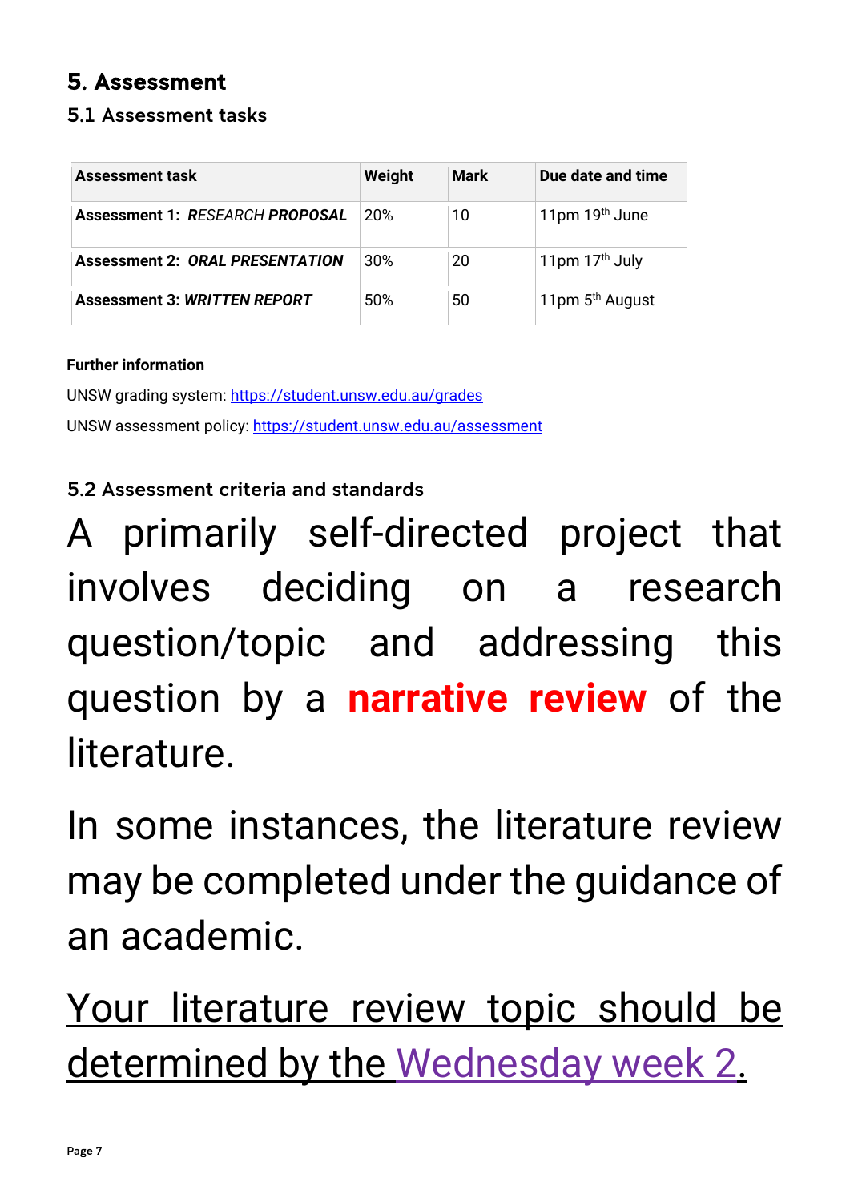## 5. Assessment

### 5.1 Assessment tasks

| Assessment task | Weight | Mark | Due date and time |
|---|---|---|---|
| **Assessment 1: *RESEARCH PROPOSAL*** | 20% | 10 | 11pm 19th June |
| **Assessment 2: *ORAL PRESENTATION*** | 30% | 20 | 11pm 17th July |
| **Assessment 3: *WRITTEN REPORT*** | 50% | 50 | 11pm 5th August |

**Further information**

UNSW grading system: https://student.unsw.edu.au/grades

UNSW assessment policy: https://student.unsw.edu.au/assessment

### 5.2 Assessment criteria and standards

A primarily self-directed project that involves deciding on a research question/topic and addressing this question by a **narrative review** of the literature.

In some instances, the literature review may be completed under the guidance of an academic.

Your literature review topic should be determined by the Wednesday week 2.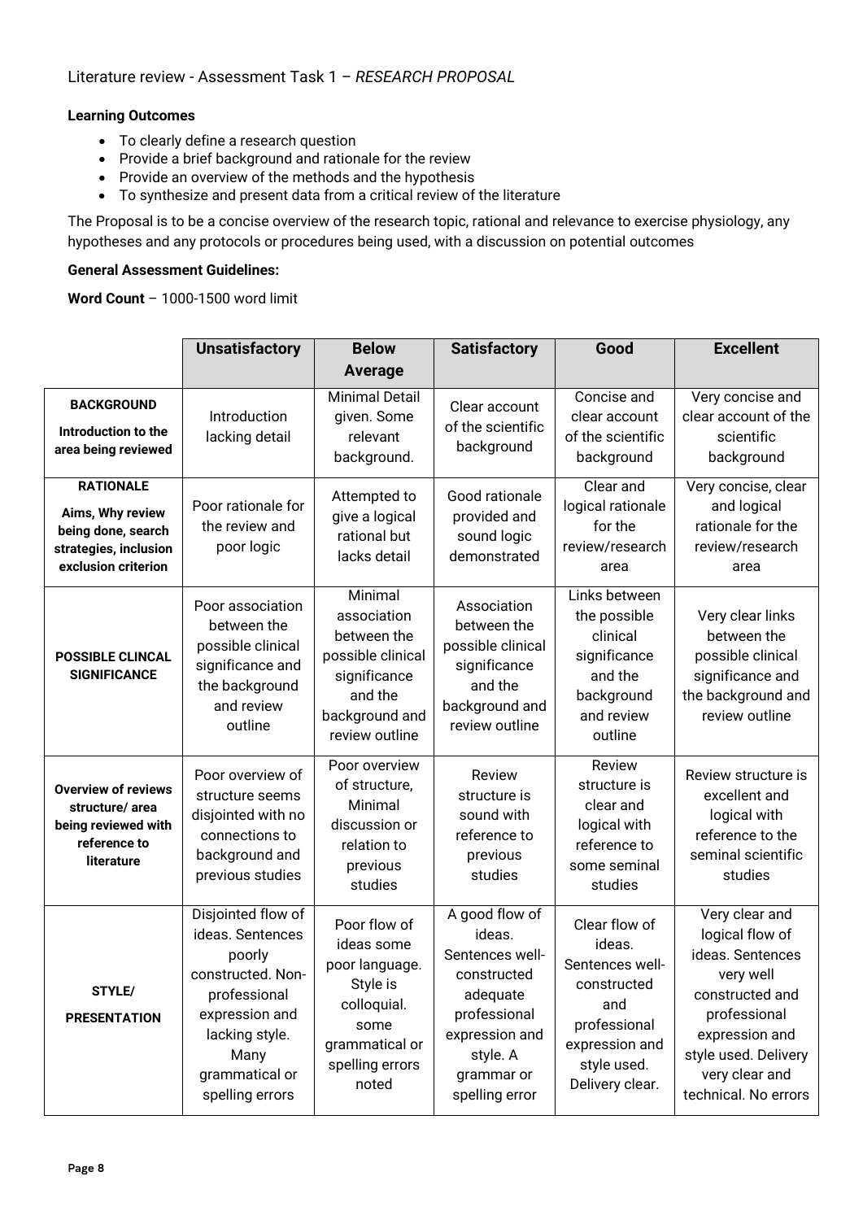Literature review - Assessment Task 1 – *RESEARCH PROPOSAL*

**Learning Outcomes**

- To clearly define a research question
- Provide a brief background and rationale for the review
- Provide an overview of the methods and the hypothesis
- To synthesize and present data from a critical review of the literature

The Proposal is to be a concise overview of the research topic, rational and relevance to exercise physiology, any hypotheses and any protocols or procedures being used, with a discussion on potential outcomes

**General Assessment Guidelines:**

**Word Count** – 1000-1500 word limit

| | Unsatisfactory | Below Average | Satisfactory | Good | Excellent |
|---|---|---|---|---|---|
| **BACKGROUND** **Introduction to the area being reviewed** | Introduction lacking detail | Minimal Detail given. Some relevant background. | Clear account of the scientific background | Concise and clear account of the scientific background | Very concise and clear account of the scientific background |
| **RATIONALE** **Aims, Why review being done, search strategies, inclusion exclusion criterion** | Poor rationale for the review and poor logic | Attempted to give a logical rational but lacks detail | Good rationale provided and sound logic demonstrated | Clear and logical rationale for the review/research area | Very concise, clear and logical rationale for the review/research area |
| **POSSIBLE CLINCAL SIGNIFICANCE** | Poor association between the possible clinical significance and the background and review outline | Minimal association between the possible clinical significance and the background and review outline | Association between the possible clinical significance and the background and review outline | Links between the possible clinical significance and the background and review outline | Very clear links between the possible clinical significance and the background and review outline |
| **Overview of reviews structure/ area being reviewed with reference to literature** | Poor overview of structure seems disjointed with no connections to background and previous studies | Poor overview of structure, Minimal discussion or relation to previous studies | Review structure is sound with reference to previous studies | Review structure is clear and logical with reference to some seminal studies | Review structure is excellent and logical with reference to the seminal scientific studies |
| **STYLE/ PRESENTATION** | Disjointed flow of ideas. Sentences poorly constructed. Non-professional expression and lacking style. Many grammatical or spelling errors | Poor flow of ideas some poor language. Style is colloquial. some grammatical or spelling errors noted | A good flow of ideas. Sentences well-constructed adequate professional expression and style. A grammar or spelling error | Clear flow of ideas. Sentences well-constructed and professional expression and style used. Delivery clear. | Very clear and logical flow of ideas. Sentences very well constructed and professional expression and style used. Delivery very clear and technical. No errors |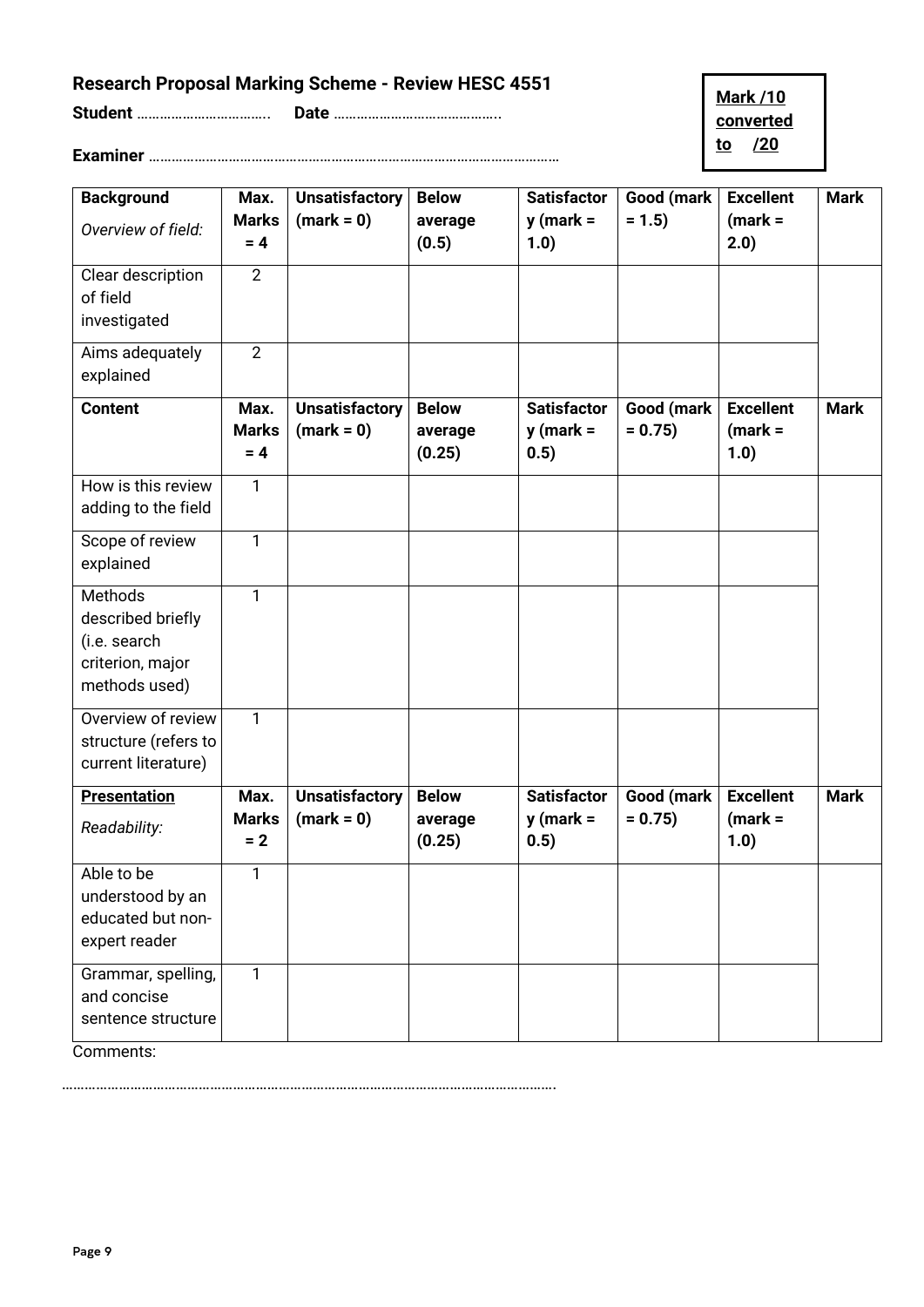**Research Proposal Marking Scheme - Review HESC 4551**

**Student** …………………………….. **Date** ……………………………………..

**Examiner** ………………………………………………………………………………………………

| **Mark /10 converted to /20** |
|---|

| **Background** *Overview of field:* | **Max. Marks = 4** | **Unsatisfactory (mark = 0)** | **Below average (0.5)** | **Satisfactory (mark = 1.0)** | **Good (mark = 1.5)** | **Excellent (mark = 2.0)** | **Mark** |
|---|---|---|---|---|---|---|---|
| Clear description of field investigated | 2 | | | | | | |
| Aims adequately explained | 2 | | | | | | |
| **Content** | **Max. Marks = 4** | **Unsatisfactory (mark = 0)** | **Below average (0.25)** | **Satisfactory (mark = 0.5)** | **Good (mark = 0.75)** | **Excellent (mark = 1.0)** | **Mark** |
| How is this review adding to the field | 1 | | | | | | |
| Scope of review explained | 1 | | | | | | |
| Methods described briefly (i.e. search criterion, major methods used) | 1 | | | | | | |
| Overview of review structure (refers to current literature) | 1 | | | | | | |
| **Presentation** *Readability:* | **Max. Marks = 2** | **Unsatisfactory (mark = 0)** | **Below average (0.25)** | **Satisfactory (mark = 0.5)** | **Good (mark = 0.75)** | **Excellent (mark = 1.0)** | **Mark** |
| Able to be understood by an educated but non-expert reader | 1 | | | | | | |
| Grammar, spelling, and concise sentence structure | 1 | | | | | | |

Comments:

…………………………………………………………………………………………………………………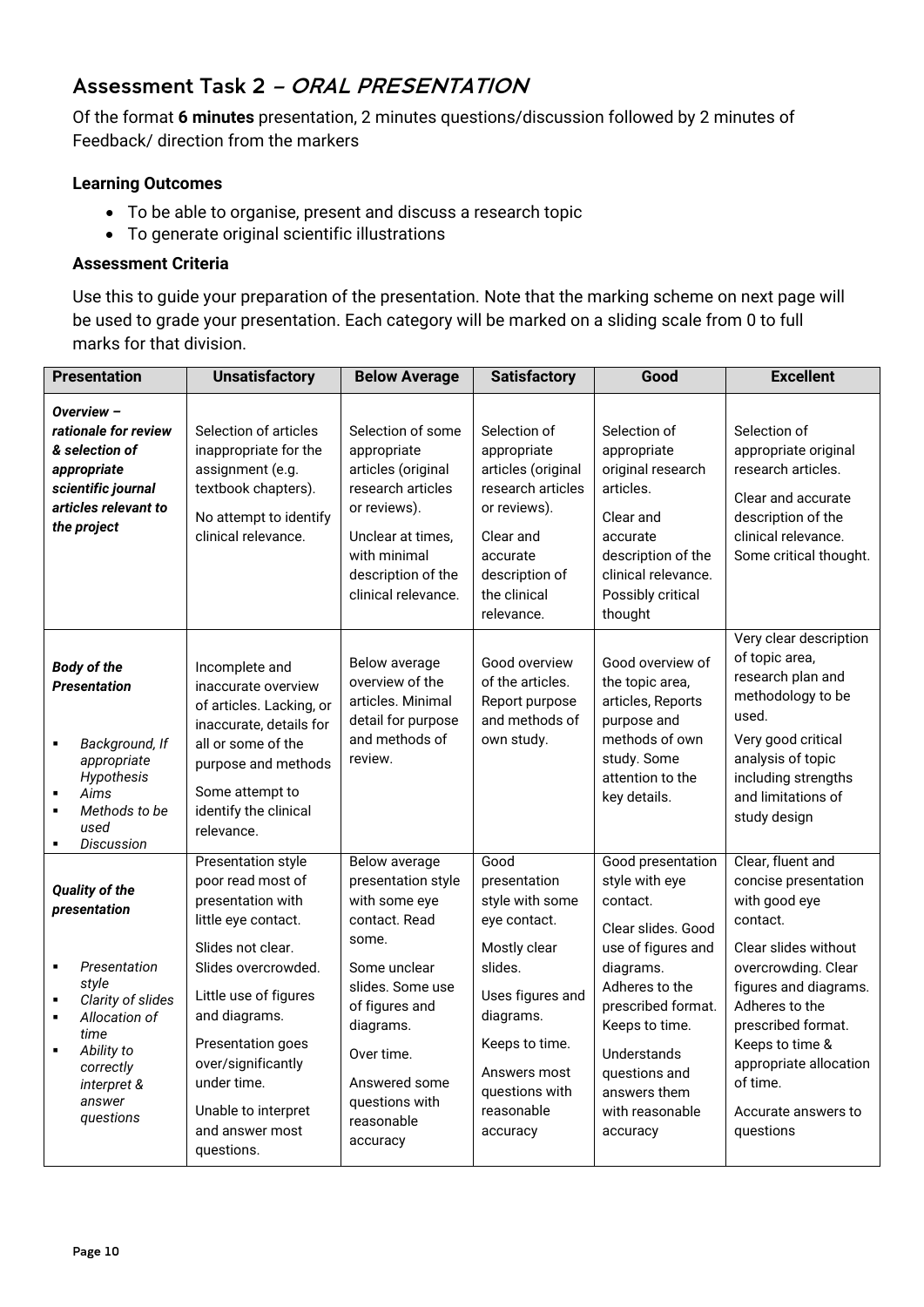## Assessment Task 2 – *ORAL PRESENTATION*

Of the format **6 minutes** presentation, 2 minutes questions/discussion followed by 2 minutes of Feedback/ direction from the markers

**Learning Outcomes**

- To be able to organise, present and discuss a research topic
- To generate original scientific illustrations

**Assessment Criteria**

Use this to guide your preparation of the presentation. Note that the marking scheme on next page will be used to grade your presentation. Each category will be marked on a sliding scale from 0 to full marks for that division.

| Presentation | Unsatisfactory | Below Average | Satisfactory | Good | Excellent |
|---|---|---|---|---|---|
| ***Overview – rationale for review & selection of appropriate scientific journal articles relevant to the project*** | Selection of articles inappropriate for the assignment (e.g. textbook chapters). No attempt to identify clinical relevance. | Selection of some appropriate articles (original research articles or reviews). Unclear at times, with minimal description of the clinical relevance. | Selection of appropriate articles (original research articles or reviews). Clear and accurate description of the clinical relevance. | Selection of appropriate original research articles. Clear and accurate description of the clinical relevance. Possibly critical thought | Selection of appropriate original research articles. Clear and accurate description of the clinical relevance. Some critical thought. |
| ***Body of the Presentation*** <br>▪ *Background, If appropriate Hypothesis* <br>▪ *Aims* <br>▪ *Methods to be used* <br>▪ *Discussion* | Incomplete and inaccurate overview of articles. Lacking, or inaccurate, details for all or some of the purpose and methods. Some attempt to identify the clinical relevance. | Below average overview of the articles. Minimal detail for purpose and methods of review. | Good overview of the articles. Report purpose and methods of own study. | Good overview of the topic area, articles, Reports purpose and methods of own study. Some attention to the key details. | Very clear description of topic area, research plan and methodology to be used. Very good critical analysis of topic including strengths and limitations of study design |
| ***Quality of the presentation*** <br>▪ *Presentation style* <br>▪ *Clarity of slides* <br>▪ *Allocation of time* <br>▪ *Ability to correctly interpret & answer questions* | Presentation style poor read most of presentation with little eye contact. Slides not clear. Slides overcrowded. Little use of figures and diagrams. Presentation goes over/significantly under time. Unable to interpret and answer most questions. | Below average presentation style with some eye contact. Read some. Some unclear slides. Some use of figures and diagrams. Over time. Answered some questions with reasonable accuracy | Good presentation style with some eye contact. Mostly clear slides. Uses figures and diagrams. Keeps to time. Answers most questions with reasonable accuracy | Good presentation style with eye contact. Clear slides. Good use of figures and diagrams. Adheres to the prescribed format. Keeps to time. Understands questions and answers them with reasonable accuracy | Clear, fluent and concise presentation with good eye contact. Clear slides without overcrowding. Clear figures and diagrams. Adheres to the prescribed format. Keeps to time & appropriate allocation of time. Accurate answers to questions |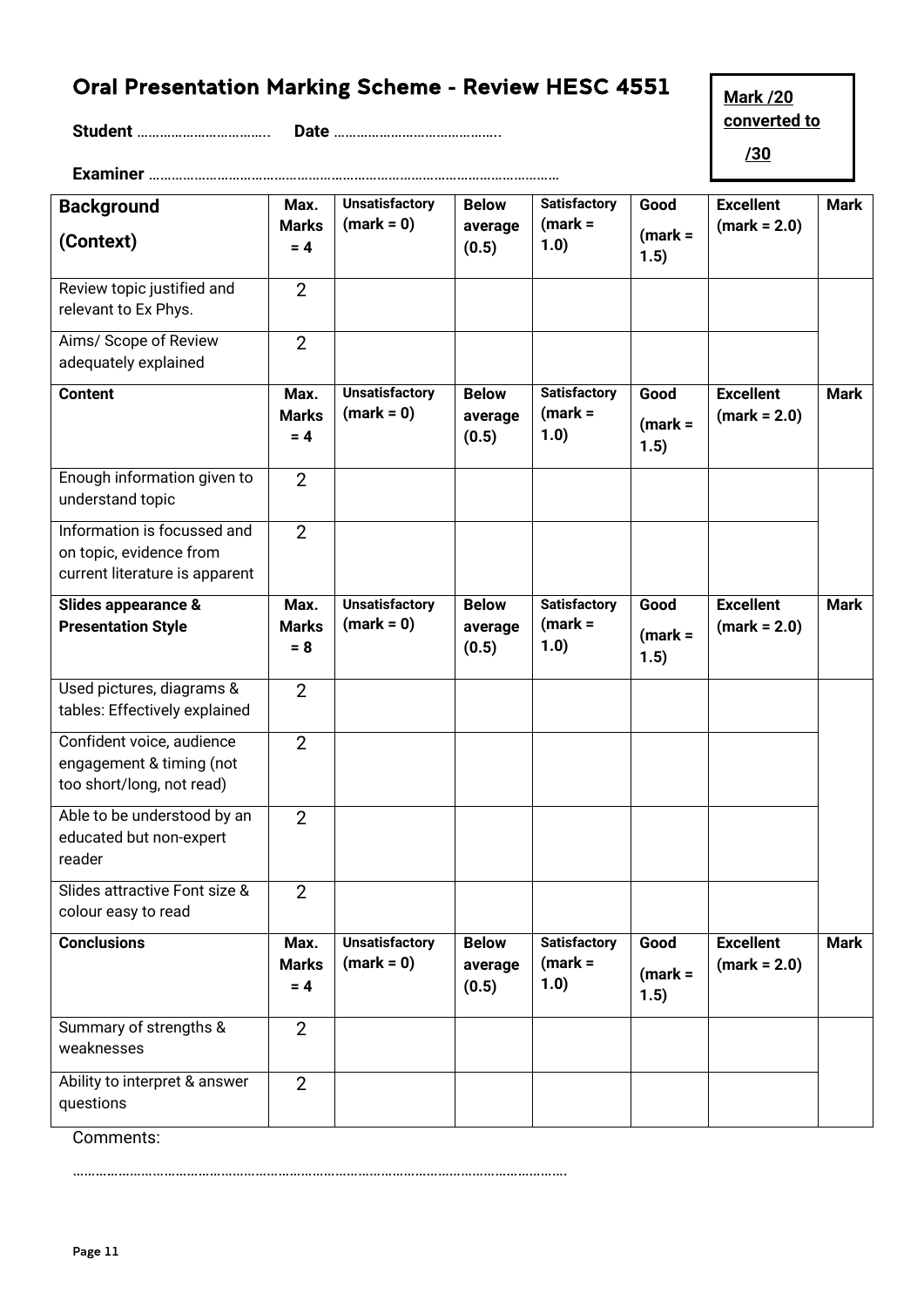## Oral Presentation Marking Scheme - Review HESC 4551

**Mark /20 converted to /30**

**Student** …………………………….. **Date** ……………………………………..

**Examiner** ………………………………………………………………………………………………

| **Background (Context)** | **Max. Marks = 4** | **Unsatisfactory (mark = 0)** | **Below average (0.5)** | **Satisfactory (mark = 1.0)** | **Good (mark = 1.5)** | **Excellent (mark = 2.0)** | **Mark** |
|---|---|---|---|---|---|---|---|
| Review topic justified and relevant to Ex Phys. | 2 | | | | | | |
| Aims/ Scope of Review adequately explained | 2 | | | | | | |
| **Content** | **Max. Marks = 4** | **Unsatisfactory (mark = 0)** | **Below average (0.5)** | **Satisfactory (mark = 1.0)** | **Good (mark = 1.5)** | **Excellent (mark = 2.0)** | **Mark** |
| Enough information given to understand topic | 2 | | | | | | |
| Information is focussed and on topic, evidence from current literature is apparent | 2 | | | | | | |
| **Slides appearance & Presentation Style** | **Max. Marks = 8** | **Unsatisfactory (mark = 0)** | **Below average (0.5)** | **Satisfactory (mark = 1.0)** | **Good (mark = 1.5)** | **Excellent (mark = 2.0)** | **Mark** |
| Used pictures, diagrams & tables: Effectively explained | 2 | | | | | | |
| Confident voice, audience engagement & timing (not too short/long, not read) | 2 | | | | | | |
| Able to be understood by an educated but non-expert reader | 2 | | | | | | |
| Slides attractive Font size & colour easy to read | 2 | | | | | | |
| **Conclusions** | **Max. Marks = 4** | **Unsatisfactory (mark = 0)** | **Below average (0.5)** | **Satisfactory (mark = 1.0)** | **Good (mark = 1.5)** | **Excellent (mark = 2.0)** | **Mark** |
| Summary of strengths & weaknesses | 2 | | | | | | |
| Ability to interpret & answer questions | 2 | | | | | | |

Comments:

…………………………………………………………………………………………………………………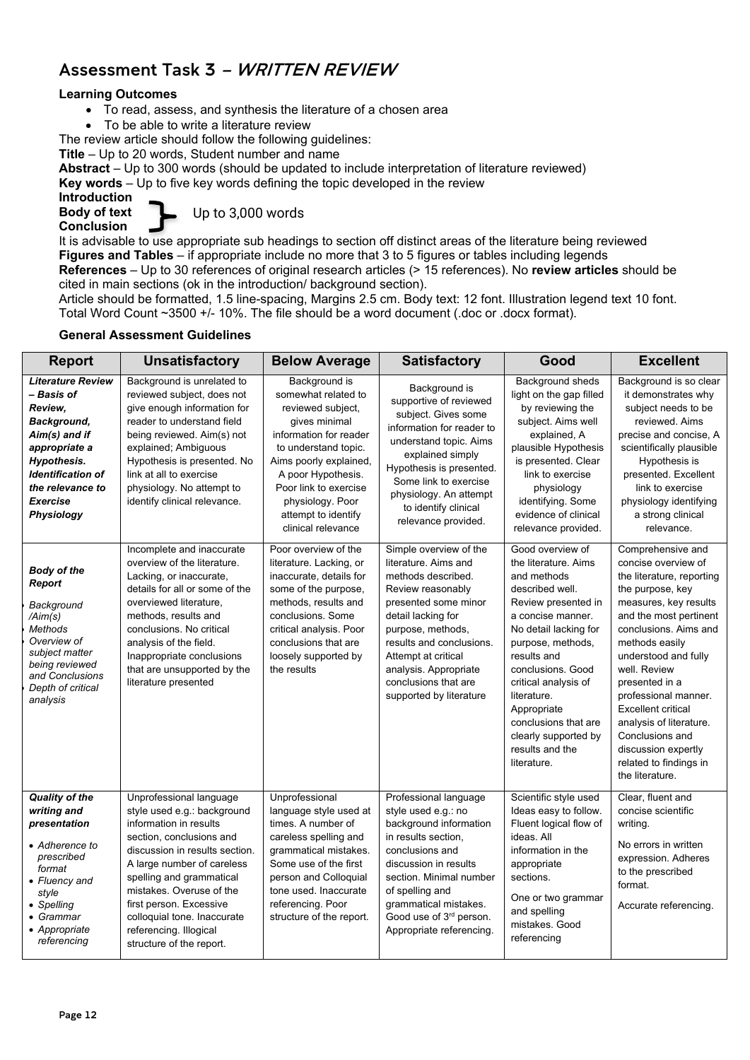## Assessment Task 3 – *WRITTEN REVIEW*

**Learning Outcomes**

- To read, assess, and synthesis the literature of a chosen area
- To be able to write a literature review

The review article should follow the following guidelines:

**Title** – Up to 20 words, Student number and name

**Abstract** – Up to 300 words (should be updated to include interpretation of literature reviewed)

**Key words** – Up to five key words defining the topic developed in the review

**Introduction**
**Body of text**
**Conclusion**

} Up to 3,000 words

It is advisable to use appropriate sub headings to section off distinct areas of the literature being reviewed

**Figures and Tables** – if appropriate include no more that 3 to 5 figures or tables including legends

**References** – Up to 30 references of original research articles (> 15 references). No **review articles** should be cited in main sections (ok in the introduction/ background section).

Article should be formatted, 1.5 line-spacing, Margins 2.5 cm. Body text: 12 font. Illustration legend text 10 font. Total Word Count ~3500 +/- 10%. The file should be a word document (.doc or .docx format).

**General Assessment Guidelines**

| Report | Unsatisfactory | Below Average | Satisfactory | Good | Excellent |
|---|---|---|---|---|---|
| ***Literature Review – Basis of Review, Background, Aim(s) and if appropriate a Hypothesis. Identification of the relevance to Exercise Physiology*** | Background is unrelated to reviewed subject, does not give enough information for reader to understand field being reviewed. Aim(s) not explained; Ambiguous Hypothesis is presented. No link at all to exercise physiology. No attempt to identify clinical relevance. | Background is somewhat related to reviewed subject, gives minimal information for reader to understand topic. Aims poorly explained, A poor Hypothesis. Poor link to exercise physiology. Poor attempt to identify clinical relevance | Background is supportive of reviewed subject. Gives some information for reader to understand topic. Aims explained simply Hypothesis is presented. Some link to exercise physiology. An attempt to identify clinical relevance provided. | Background sheds light on the gap filled by reviewing the subject. Aims well explained, A plausible Hypothesis is presented. Clear link to exercise physiology identifying. Some evidence of clinical relevance provided. | Background is so clear it demonstrates why subject needs to be reviewed. Aims precise and concise, A scientifically plausible Hypothesis is presented. Excellent link to exercise physiology identifying a strong clinical relevance. |
| ***Body of the Report*** <br> • *Background /Aim(s)* <br> • *Methods* <br> • *Overview of subject matter being reviewed and Conclusions* <br> • *Depth of critical analysis* | Incomplete and inaccurate overview of the literature. Lacking, or inaccurate, details for all or some of the overviewed literature, methods, results and conclusions. No critical analysis of the field. Inappropriate conclusions that are unsupported by the literature presented | Poor overview of the literature. Lacking, or inaccurate, details for some of the purpose, methods, results and conclusions. Some critical analysis. Poor conclusions that are loosely supported by the results | Simple overview of the literature. Aims and methods described. Review reasonably presented some minor detail lacking for purpose, methods, results and conclusions. Attempt at critical analysis. Appropriate conclusions that are supported by literature | Good overview of the literature. Aims and methods described well. Review presented in a concise manner. No detail lacking for purpose, methods, results and conclusions. Good critical analysis of literature. Appropriate conclusions that are clearly supported by results and the literature. | Comprehensive and concise overview of the literature, reporting the purpose, key measures, key results and the most pertinent conclusions. Aims and methods easily understood and fully well. Review presented in a professional manner. Excellent critical analysis of literature. Conclusions and discussion expertly related to findings in the literature. |
| ***Quality of the writing and presentation*** <br> • *Adherence to prescribed format* <br> • *Fluency and style* <br> • *Spelling* <br> • *Grammar* <br> • *Appropriate referencing* | Unprofessional language style used e.g.: background information in results section, conclusions and discussion in results section. A large number of careless spelling and grammatical mistakes. Overuse of the first person. Excessive colloquial tone. Inaccurate referencing. Illogical structure of the report. | Unprofessional language style used at times. A number of careless spelling and grammatical mistakes. Some use of the first person and Colloquial tone used. Inaccurate referencing. Poor structure of the report. | Professional language style used e.g.: no background information in results section, conclusions and discussion in results section. Minimal number of spelling and grammatical mistakes. Good use of 3rd person. Appropriate referencing. | Scientific style used Ideas easy to follow. Fluent logical flow of ideas. All information in the appropriate sections. <br> One or two grammar and spelling mistakes. Good referencing | Clear, fluent and concise scientific writing. <br> No errors in written expression. Adheres to the prescribed format. <br> Accurate referencing. |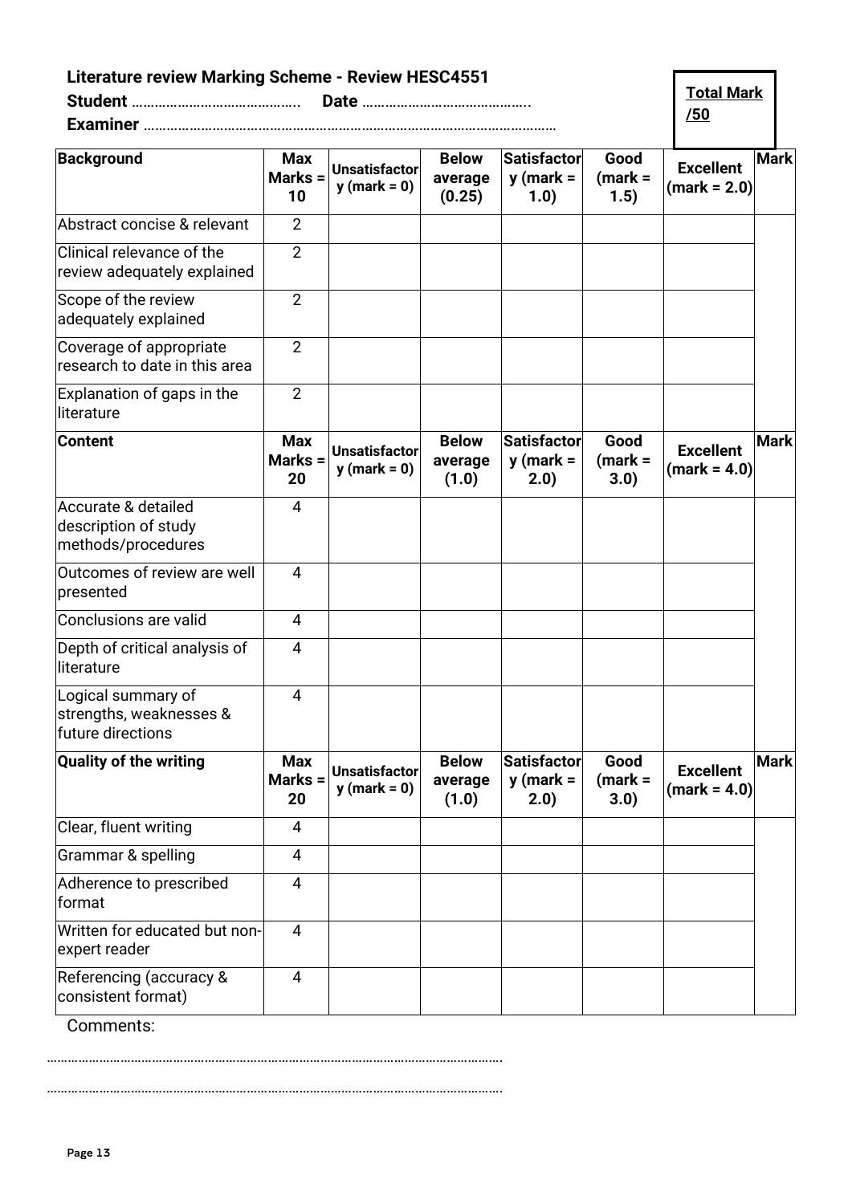**Literature review Marking Scheme - Review HESC4551**

**Student** …………………………………… **Date** …………………………………….

**Examiner** ……………………………………………………………………………………………

**Total Mark /50**

| Background | Max Marks = 10 | Unsatisfactory (mark = 0) | Below average (0.25) | Satisfactory (mark = 1.0) | Good (mark = 1.5) | Excellent (mark = 2.0) | Mark |
|---|---|---|---|---|---|---|---|
| Abstract concise & relevant | 2 | | | | | | |
| Clinical relevance of the review adequately explained | 2 | | | | | | |
| Scope of the review adequately explained | 2 | | | | | | |
| Coverage of appropriate research to date in this area | 2 | | | | | | |
| Explanation of gaps in the literature | 2 | | | | | | |
| **Content** | **Max Marks = 20** | **Unsatisfactory (mark = 0)** | **Below average (1.0)** | **Satisfactory (mark = 2.0)** | **Good (mark = 3.0)** | **Excellent (mark = 4.0)** | **Mark** |
| Accurate & detailed description of study methods/procedures | 4 | | | | | | |
| Outcomes of review are well presented | 4 | | | | | | |
| Conclusions are valid | 4 | | | | | | |
| Depth of critical analysis of literature | 4 | | | | | | |
| Logical summary of strengths, weaknesses & future directions | 4 | | | | | | |
| **Quality of the writing** | **Max Marks = 20** | **Unsatisfactory (mark = 0)** | **Below average (1.0)** | **Satisfactory (mark = 2.0)** | **Good (mark = 3.0)** | **Excellent (mark = 4.0)** | **Mark** |
| Clear, fluent writing | 4 | | | | | | |
| Grammar & spelling | 4 | | | | | | |
| Adherence to prescribed format | 4 | | | | | | |
| Written for educated but non-expert reader | 4 | | | | | | |
| Referencing (accuracy & consistent format) | 4 | | | | | | |

Comments:

………………………………………………………………………………………………………………

………………………………………………………………………………………………………………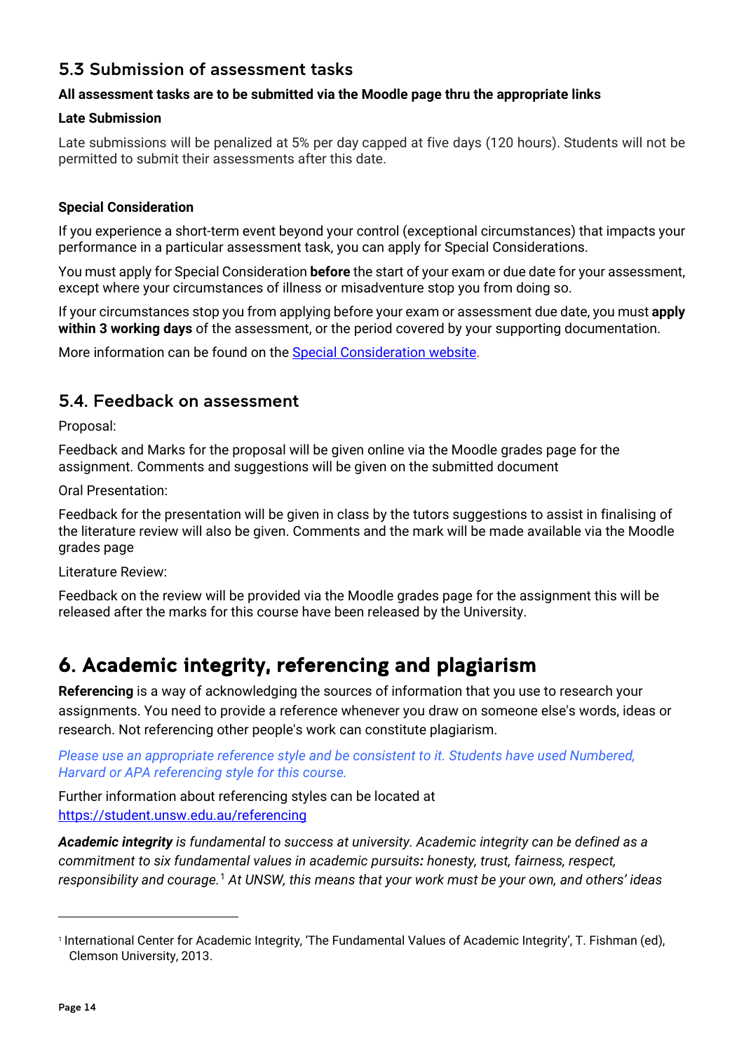## 5.3 Submission of assessment tasks

**All assessment tasks are to be submitted via the Moodle page thru the appropriate links**

**Late Submission**

Late submissions will be penalized at 5% per day capped at five days (120 hours). Students will not be permitted to submit their assessments after this date.

**Special Consideration**

If you experience a short-term event beyond your control (exceptional circumstances) that impacts your performance in a particular assessment task, you can apply for Special Considerations.

You must apply for Special Consideration **before** the start of your exam or due date for your assessment, except where your circumstances of illness or misadventure stop you from doing so.

If your circumstances stop you from applying before your exam or assessment due date, you must **apply within 3 working days** of the assessment, or the period covered by your supporting documentation.

More information can be found on the [Special Consideration website](Special Consideration website).

## 5.4. Feedback on assessment

Proposal:

Feedback and Marks for the proposal will be given online via the Moodle grades page for the assignment. Comments and suggestions will be given on the submitted document

Oral Presentation:

Feedback for the presentation will be given in class by the tutors suggestions to assist in finalising of the literature review will also be given. Comments and the mark will be made available via the Moodle grades page

Literature Review:

Feedback on the review will be provided via the Moodle grades page for the assignment this will be released after the marks for this course have been released by the University.

# 6. Academic integrity, referencing and plagiarism

**Referencing** is a way of acknowledging the sources of information that you use to research your assignments. You need to provide a reference whenever you draw on someone else's words, ideas or research. Not referencing other people's work can constitute plagiarism.

*Please use an appropriate reference style and be consistent to it. Students have used Numbered, Harvard or APA referencing style for this course.*

Further information about referencing styles can be located at https://student.unsw.edu.au/referencing

***Academic integrity*** *is fundamental to success at university. Academic integrity can be defined as a commitment to six fundamental values in academic pursuits**:** honesty, trust, fairness, respect, responsibility and courage.*[1] *At UNSW, this means that your work must be your own, and others' ideas*

[1] International Center for Academic Integrity, 'The Fundamental Values of Academic Integrity', T. Fishman (ed), Clemson University, 2013.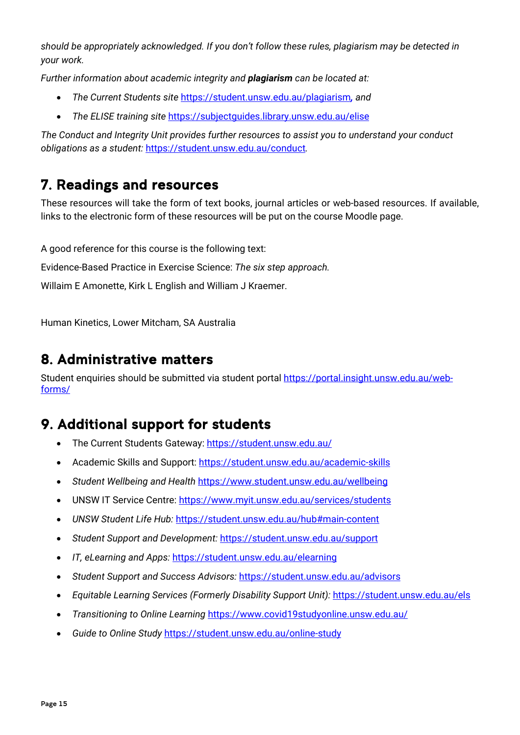*should be appropriately acknowledged. If you don't follow these rules, plagiarism may be detected in your work.*

*Further information about academic integrity and **plagiarism** can be located at:*

- *The Current Students site* https://student.unsw.edu.au/plagiarism*, and*
- *The ELISE training site* https://subjectguides.library.unsw.edu.au/elise

*The Conduct and Integrity Unit provides further resources to assist you to understand your conduct obligations as a student:* https://student.unsw.edu.au/conduct*.*

## 7. Readings and resources

These resources will take the form of text books, journal articles or web-based resources. If available, links to the electronic form of these resources will be put on the course Moodle page.

A good reference for this course is the following text:

Evidence-Based Practice in Exercise Science: *The six step approach.*

Willaim E Amonette, Kirk L English and William J Kraemer.

Human Kinetics, Lower Mitcham, SA Australia

## 8. Administrative matters

Student enquiries should be submitted via student portal https://portal.insight.unsw.edu.au/web-forms/

## 9. Additional support for students

- The Current Students Gateway: https://student.unsw.edu.au/
- Academic Skills and Support: https://student.unsw.edu.au/academic-skills
- *Student Wellbeing and Health* https://www.student.unsw.edu.au/wellbeing
- UNSW IT Service Centre: https://www.myit.unsw.edu.au/services/students
- *UNSW Student Life Hub:* https://student.unsw.edu.au/hub#main-content
- *Student Support and Development:* https://student.unsw.edu.au/support
- *IT, eLearning and Apps:* https://student.unsw.edu.au/elearning
- *Student Support and Success Advisors:* https://student.unsw.edu.au/advisors
- *Equitable Learning Services (Formerly Disability Support Unit):* https://student.unsw.edu.au/els
- *Transitioning to Online Learning* https://www.covid19studyonline.unsw.edu.au/
- *Guide to Online Study* https://student.unsw.edu.au/online-study